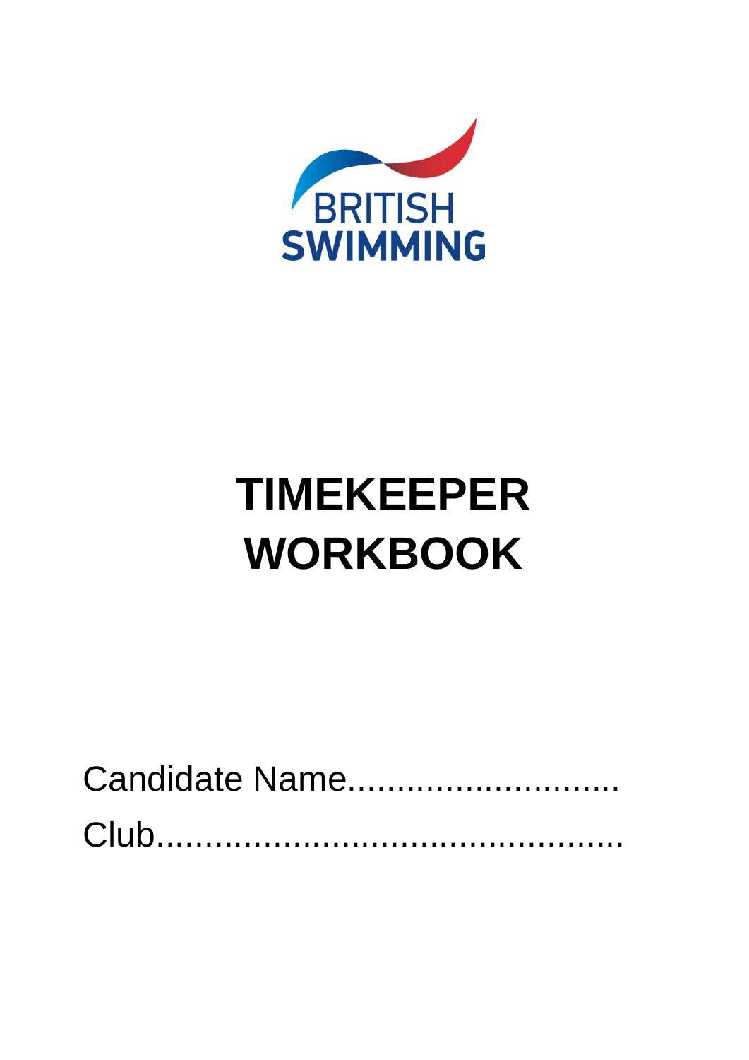BRITISH SWIMMING

# TIMEKEEPER WORKBOOK

Candidate Name............................

Club.................................................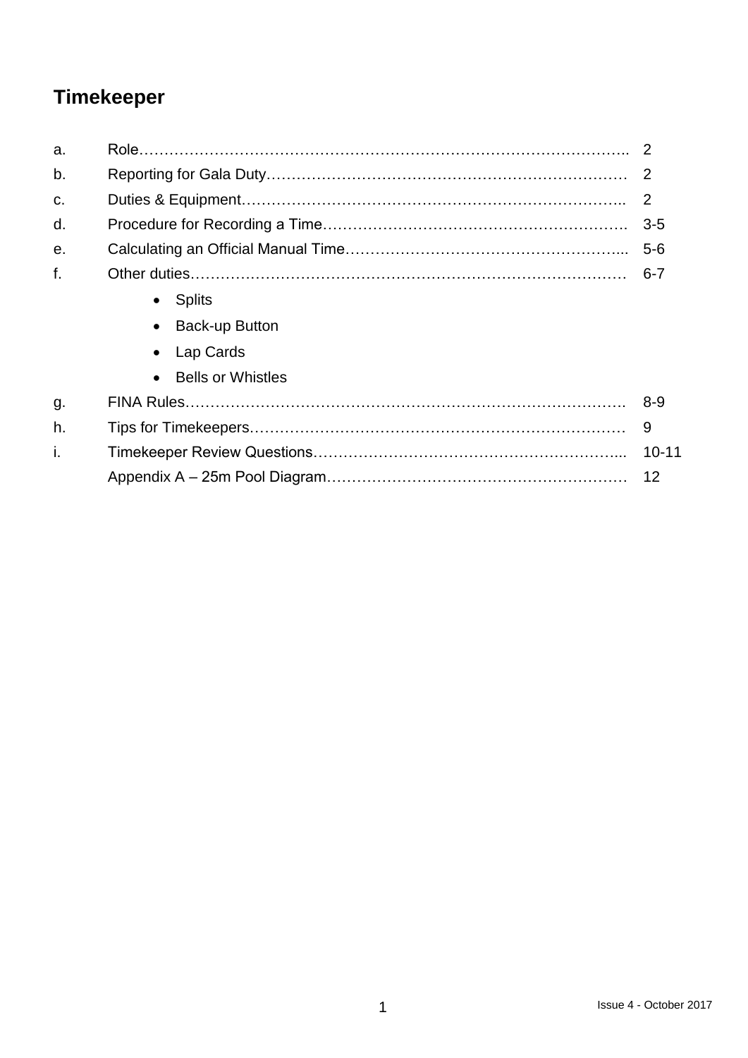# Timekeeper

| | | |
|---|---|---|
| a. | Role | 2 |
| b. | Reporting for Gala Duty | 2 |
| c. | Duties & Equipment | 2 |
| d. | Procedure for Recording a Time | 3-5 |
| e. | Calculating an Official Manual Time | 5-6 |
| f. | Other duties | 6-7 |
| | • Splits<br>• Back-up Button<br>• Lap Cards<br>• Bells or Whistles | |
| g. | FINA Rules | 8-9 |
| h. | Tips for Timekeepers | 9 |
| i. | Timekeeper Review Questions | 10-11 |
| | Appendix A – 25m Pool Diagram | 12 |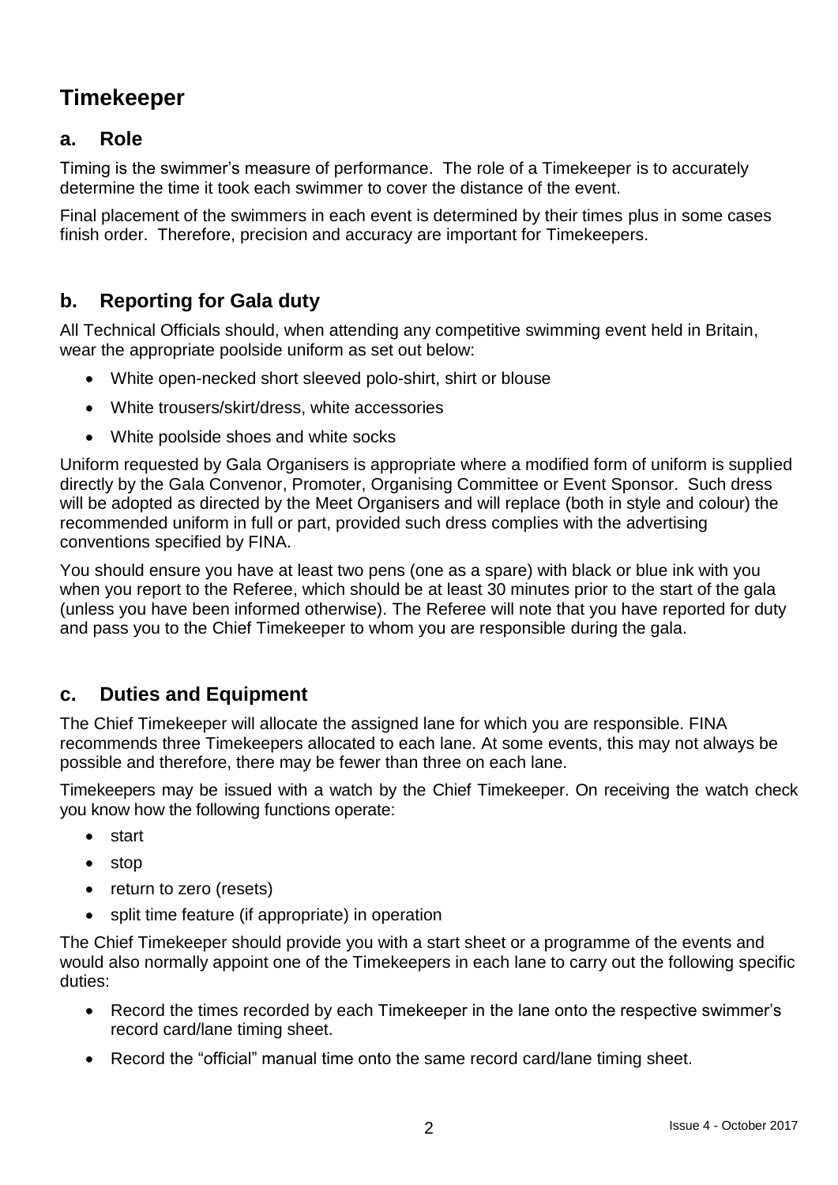# Timekeeper

## a. Role

Timing is the swimmer's measure of performance. The role of a Timekeeper is to accurately determine the time it took each swimmer to cover the distance of the event.

Final placement of the swimmers in each event is determined by their times plus in some cases finish order. Therefore, precision and accuracy are important for Timekeepers.

## b. Reporting for Gala duty

All Technical Officials should, when attending any competitive swimming event held in Britain, wear the appropriate poolside uniform as set out below:

- White open-necked short sleeved polo-shirt, shirt or blouse
- White trousers/skirt/dress, white accessories
- White poolside shoes and white socks

Uniform requested by Gala Organisers is appropriate where a modified form of uniform is supplied directly by the Gala Convenor, Promoter, Organising Committee or Event Sponsor. Such dress will be adopted as directed by the Meet Organisers and will replace (both in style and colour) the recommended uniform in full or part, provided such dress complies with the advertising conventions specified by FINA.

You should ensure you have at least two pens (one as a spare) with black or blue ink with you when you report to the Referee, which should be at least 30 minutes prior to the start of the gala (unless you have been informed otherwise). The Referee will note that you have reported for duty and pass you to the Chief Timekeeper to whom you are responsible during the gala.

## c. Duties and Equipment

The Chief Timekeeper will allocate the assigned lane for which you are responsible. FINA recommends three Timekeepers allocated to each lane. At some events, this may not always be possible and therefore, there may be fewer than three on each lane.

Timekeepers may be issued with a watch by the Chief Timekeeper. On receiving the watch check you know how the following functions operate:

- start
- stop
- return to zero (resets)
- split time feature (if appropriate) in operation

The Chief Timekeeper should provide you with a start sheet or a programme of the events and would also normally appoint one of the Timekeepers in each lane to carry out the following specific duties:

- Record the times recorded by each Timekeeper in the lane onto the respective swimmer's record card/lane timing sheet.
- Record the "official" manual time onto the same record card/lane timing sheet.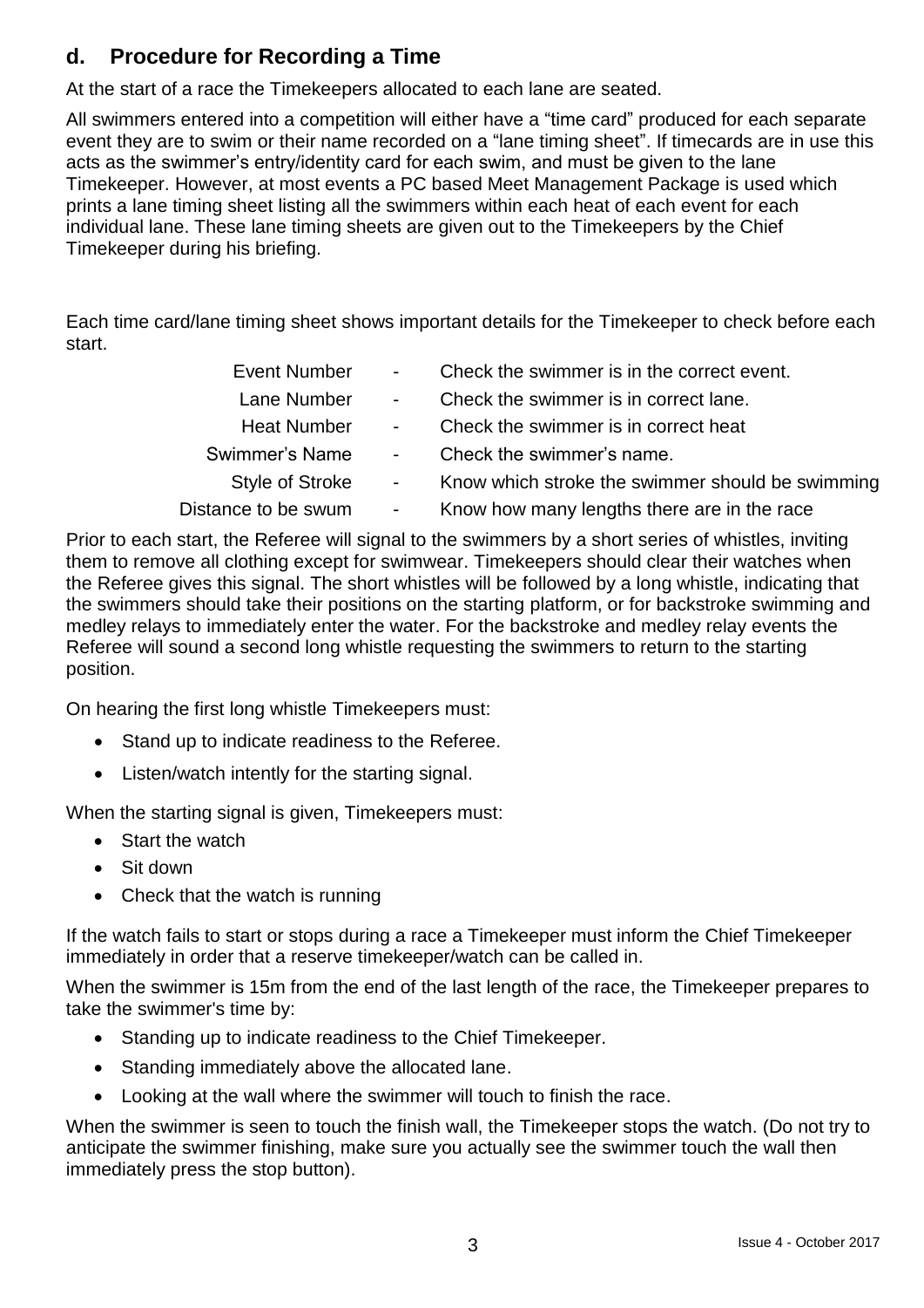## d. Procedure for Recording a Time

At the start of a race the Timekeepers allocated to each lane are seated.

All swimmers entered into a competition will either have a "time card" produced for each separate event they are to swim or their name recorded on a "lane timing sheet". If timecards are in use this acts as the swimmer's entry/identity card for each swim, and must be given to the lane Timekeeper. However, at most events a PC based Meet Management Package is used which prints a lane timing sheet listing all the swimmers within each heat of each event for each individual lane. These lane timing sheets are given out to the Timekeepers by the Chief Timekeeper during his briefing.

Each time card/lane timing sheet shows important details for the Timekeeper to check before each start.

| | | |
|---|---|---|
| Event Number | - | Check the swimmer is in the correct event. |
| Lane Number | - | Check the swimmer is in correct lane. |
| Heat Number | - | Check the swimmer is in correct heat |
| Swimmer's Name | - | Check the swimmer's name. |
| Style of Stroke | - | Know which stroke the swimmer should be swimming |
| Distance to be swum | - | Know how many lengths there are in the race |

Prior to each start, the Referee will signal to the swimmers by a short series of whistles, inviting them to remove all clothing except for swimwear. Timekeepers should clear their watches when the Referee gives this signal. The short whistles will be followed by a long whistle, indicating that the swimmers should take their positions on the starting platform, or for backstroke swimming and medley relays to immediately enter the water. For the backstroke and medley relay events the Referee will sound a second long whistle requesting the swimmers to return to the starting position.

On hearing the first long whistle Timekeepers must:

- Stand up to indicate readiness to the Referee.
- Listen/watch intently for the starting signal.

When the starting signal is given, Timekeepers must:

- Start the watch
- Sit down
- Check that the watch is running

If the watch fails to start or stops during a race a Timekeeper must inform the Chief Timekeeper immediately in order that a reserve timekeeper/watch can be called in.

When the swimmer is 15m from the end of the last length of the race, the Timekeeper prepares to take the swimmer's time by:

- Standing up to indicate readiness to the Chief Timekeeper.
- Standing immediately above the allocated lane.
- Looking at the wall where the swimmer will touch to finish the race.

When the swimmer is seen to touch the finish wall, the Timekeeper stops the watch. (Do not try to anticipate the swimmer finishing, make sure you actually see the swimmer touch the wall then immediately press the stop button).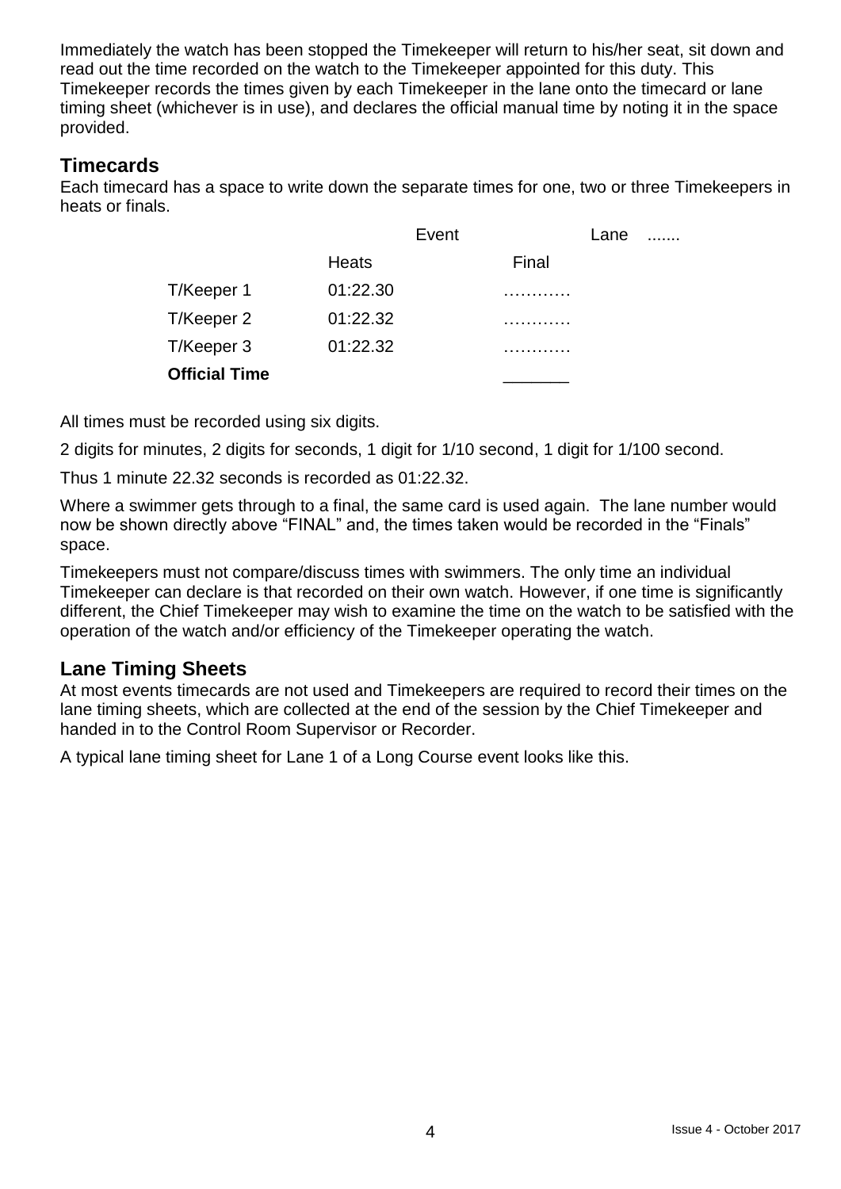Immediately the watch has been stopped the Timekeeper will return to his/her seat, sit down and read out the time recorded on the watch to the Timekeeper appointed for this duty. This Timekeeper records the times given by each Timekeeper in the lane onto the timecard or lane timing sheet (whichever is in use), and declares the official manual time by noting it in the space provided.

## Timecards

Each timecard has a space to write down the separate times for one, two or three Timekeepers in heats or finals.

| | Event | | Lane ....... |
|---|---|---|---|
| | Heats | Final | |
| T/Keeper 1 | 01:22.30 | ………… | |
| T/Keeper 2 | 01:22.32 | ………… | |
| T/Keeper 3 | 01:22.32 | ………… | |
| **Official Time** | | _______ | |

All times must be recorded using six digits.

2 digits for minutes, 2 digits for seconds, 1 digit for 1/10 second, 1 digit for 1/100 second.

Thus 1 minute 22.32 seconds is recorded as 01:22.32.

Where a swimmer gets through to a final, the same card is used again. The lane number would now be shown directly above "FINAL" and, the times taken would be recorded in the "Finals" space.

Timekeepers must not compare/discuss times with swimmers. The only time an individual Timekeeper can declare is that recorded on their own watch. However, if one time is significantly different, the Chief Timekeeper may wish to examine the time on the watch to be satisfied with the operation of the watch and/or efficiency of the Timekeeper operating the watch.

## Lane Timing Sheets

At most events timecards are not used and Timekeepers are required to record their times on the lane timing sheets, which are collected at the end of the session by the Chief Timekeeper and handed in to the Control Room Supervisor or Recorder.

A typical lane timing sheet for Lane 1 of a Long Course event looks like this.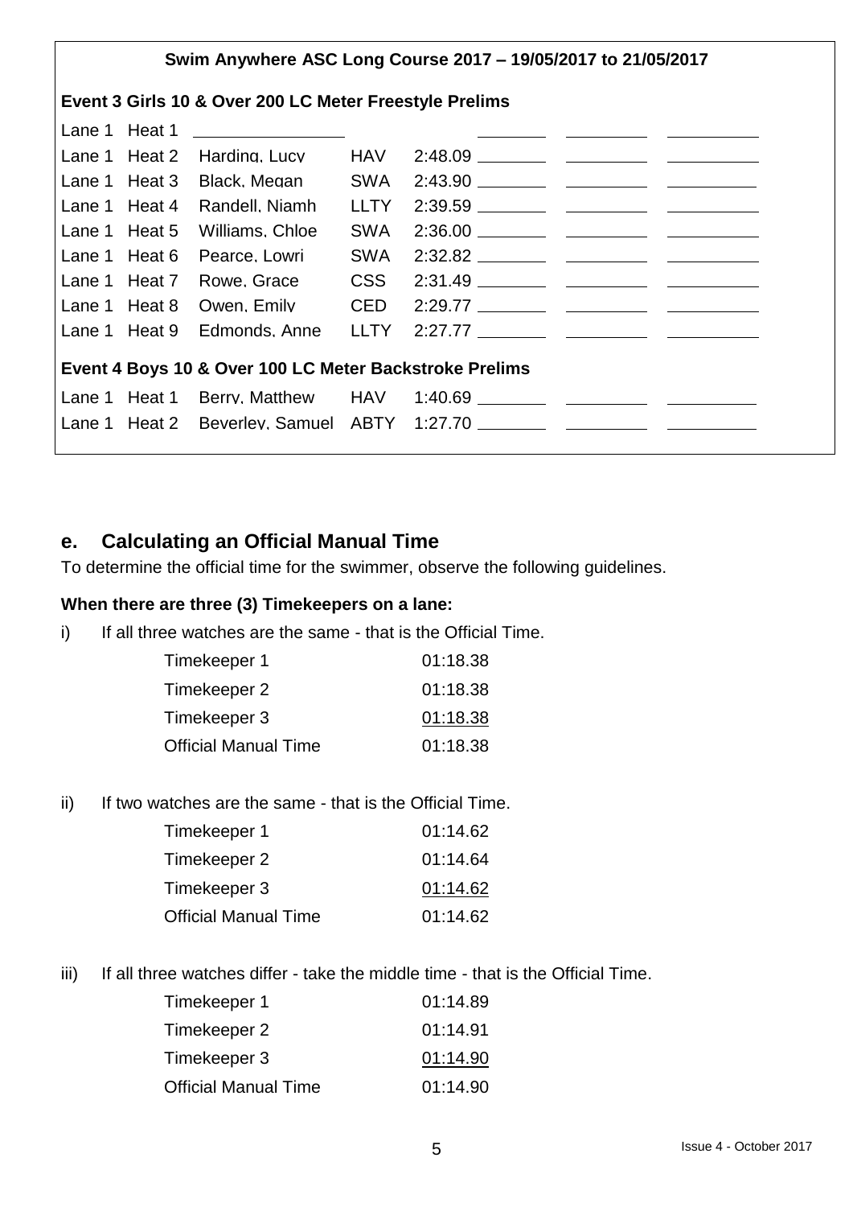**Swim Anywhere ASC Long Course 2017 – 19/05/2017 to 21/05/2017**

**Event 3 Girls 10 & Over 200 LC Meter Freestyle Prelims**

| Lane | Heat | Name | Club | Entry Time | | | |
|---|---|---|---|---|---|---|---|
| Lane 1 | Heat 1 | ________ | | | ________ | ________ | ________ |
| Lane 1 | Heat 2 | Harding, Lucy | HAV | 2:48.09 | ________ | ________ | ________ |
| Lane 1 | Heat 3 | Black, Megan | SWA | 2:43.90 | ________ | ________ | ________ |
| Lane 1 | Heat 4 | Randell, Niamh | LLTY | 2:39.59 | ________ | ________ | ________ |
| Lane 1 | Heat 5 | Williams, Chloe | SWA | 2:36.00 | ________ | ________ | ________ |
| Lane 1 | Heat 6 | Pearce, Lowri | SWA | 2:32.82 | ________ | ________ | ________ |
| Lane 1 | Heat 7 | Rowe, Grace | CSS | 2:31.49 | ________ | ________ | ________ |
| Lane 1 | Heat 8 | Owen, Emily | CED | 2:29.77 | ________ | ________ | ________ |
| Lane 1 | Heat 9 | Edmonds, Anne | LLTY | 2:27.77 | ________ | ________ | ________ |

**Event 4 Boys 10 & Over 100 LC Meter Backstroke Prelims**

| Lane | Heat | Name | Club | Entry Time | | | |
|---|---|---|---|---|---|---|---|
| Lane 1 | Heat 1 | Berry, Matthew | HAV | 1:40.69 | ________ | ________ | ________ |
| Lane 1 | Heat 2 | Beverley, Samuel | ABTY | 1:27.70 | ________ | ________ | ________ |

## e. Calculating an Official Manual Time

To determine the official time for the swimmer, observe the following guidelines.

**When there are three (3) Timekeepers on a lane:**

i) If all three watches are the same - that is the Official Time.

| | |
|---|---|
| Timekeeper 1 | 01:18.38 |
| Timekeeper 2 | 01:18.38 |
| Timekeeper 3 | 01:18.38 |
| Official Manual Time | 01:18.38 |

ii) If two watches are the same - that is the Official Time.

| | |
|---|---|
| Timekeeper 1 | 01:14.62 |
| Timekeeper 2 | 01:14.64 |
| Timekeeper 3 | 01:14.62 |
| Official Manual Time | 01:14.62 |

iii) If all three watches differ - take the middle time - that is the Official Time.

| | |
|---|---|
| Timekeeper 1 | 01:14.89 |
| Timekeeper 2 | 01:14.91 |
| Timekeeper 3 | 01:14.90 |
| Official Manual Time | 01:14.90 |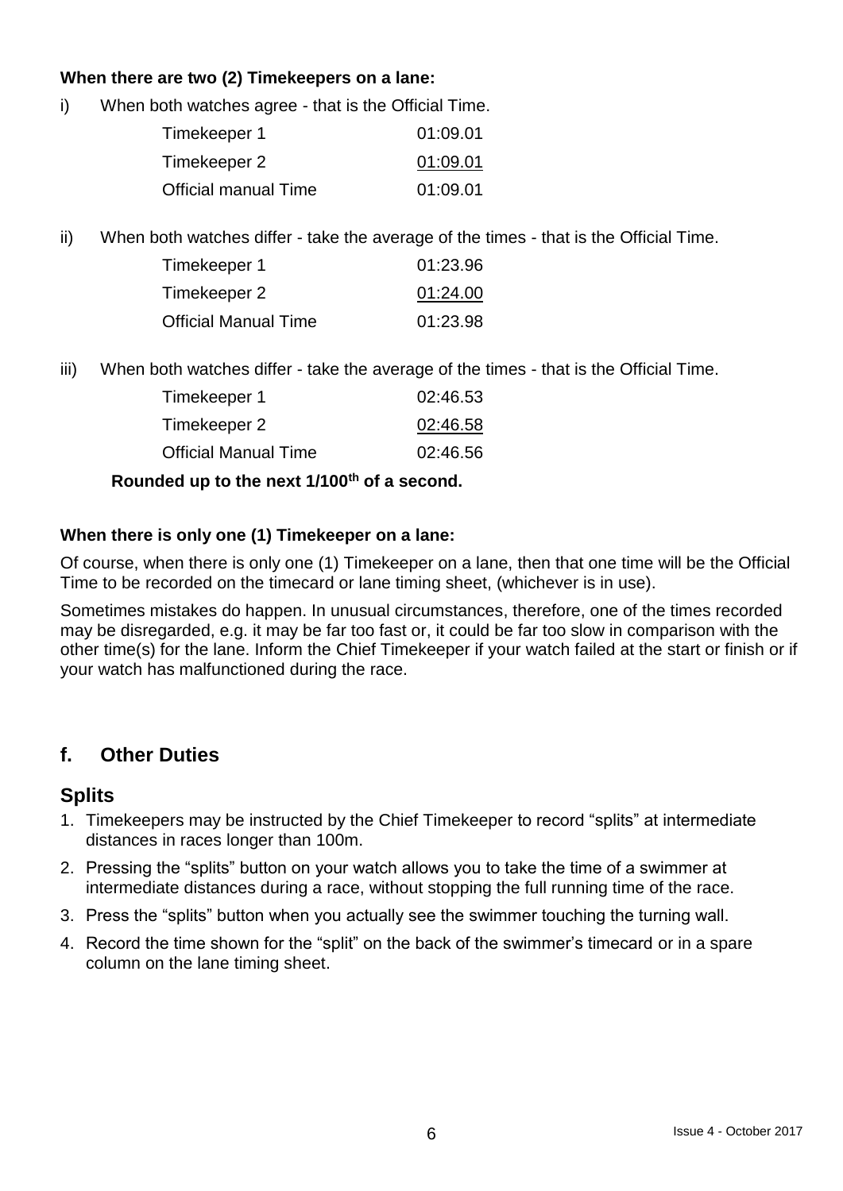**When there are two (2) Timekeepers on a lane:**

i) When both watches agree - that is the Official Time.

| | |
|---|---|
| Timekeeper 1 | 01:09.01 |
| Timekeeper 2 | 01:09.01 |
| Official manual Time | 01:09.01 |

ii) When both watches differ - take the average of the times - that is the Official Time.

| | |
|---|---|
| Timekeeper 1 | 01:23.96 |
| Timekeeper 2 | 01:24.00 |
| Official Manual Time | 01:23.98 |

iii) When both watches differ - take the average of the times - that is the Official Time.

| | |
|---|---|
| Timekeeper 1 | 02:46.53 |
| Timekeeper 2 | 02:46.58 |
| Official Manual Time | 02:46.56 |

**Rounded up to the next 1/100th of a second.**

**When there is only one (1) Timekeeper on a lane:**

Of course, when there is only one (1) Timekeeper on a lane, then that one time will be the Official Time to be recorded on the timecard or lane timing sheet, (whichever is in use).

Sometimes mistakes do happen. In unusual circumstances, therefore, one of the times recorded may be disregarded, e.g. it may be far too fast or, it could be far too slow in comparison with the other time(s) for the lane. Inform the Chief Timekeeper if your watch failed at the start or finish or if your watch has malfunctioned during the race.

## f. Other Duties

## Splits

1. Timekeepers may be instructed by the Chief Timekeeper to record "splits" at intermediate distances in races longer than 100m.
2. Pressing the "splits" button on your watch allows you to take the time of a swimmer at intermediate distances during a race, without stopping the full running time of the race.
3. Press the "splits" button when you actually see the swimmer touching the turning wall.
4. Record the time shown for the "split" on the back of the swimmer's timecard or in a spare column on the lane timing sheet.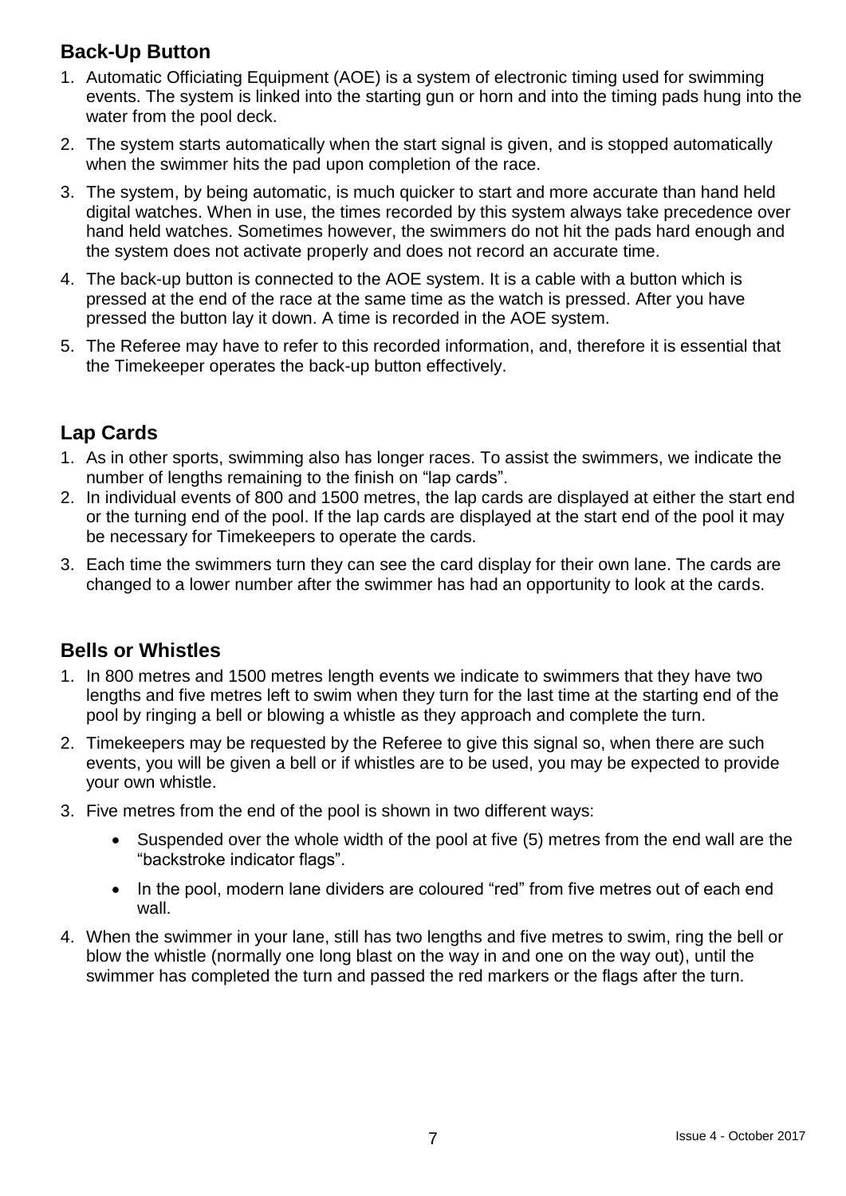## Back-Up Button

1. Automatic Officiating Equipment (AOE) is a system of electronic timing used for swimming events. The system is linked into the starting gun or horn and into the timing pads hung into the water from the pool deck.
2. The system starts automatically when the start signal is given, and is stopped automatically when the swimmer hits the pad upon completion of the race.
3. The system, by being automatic, is much quicker to start and more accurate than hand held digital watches. When in use, the times recorded by this system always take precedence over hand held watches. Sometimes however, the swimmers do not hit the pads hard enough and the system does not activate properly and does not record an accurate time.
4. The back-up button is connected to the AOE system. It is a cable with a button which is pressed at the end of the race at the same time as the watch is pressed. After you have pressed the button lay it down. A time is recorded in the AOE system.
5. The Referee may have to refer to this recorded information, and, therefore it is essential that the Timekeeper operates the back-up button effectively.

## Lap Cards

1. As in other sports, swimming also has longer races. To assist the swimmers, we indicate the number of lengths remaining to the finish on "lap cards".
2. In individual events of 800 and 1500 metres, the lap cards are displayed at either the start end or the turning end of the pool. If the lap cards are displayed at the start end of the pool it may be necessary for Timekeepers to operate the cards.
3. Each time the swimmers turn they can see the card display for their own lane. The cards are changed to a lower number after the swimmer has had an opportunity to look at the cards.

## Bells or Whistles

1. In 800 metres and 1500 metres length events we indicate to swimmers that they have two lengths and five metres left to swim when they turn for the last time at the starting end of the pool by ringing a bell or blowing a whistle as they approach and complete the turn.
2. Timekeepers may be requested by the Referee to give this signal so, when there are such events, you will be given a bell or if whistles are to be used, you may be expected to provide your own whistle.
3. Five metres from the end of the pool is shown in two different ways:
   - Suspended over the whole width of the pool at five (5) metres from the end wall are the "backstroke indicator flags".
   - In the pool, modern lane dividers are coloured "red" from five metres out of each end wall.
4. When the swimmer in your lane, still has two lengths and five metres to swim, ring the bell or blow the whistle (normally one long blast on the way in and one on the way out), until the swimmer has completed the turn and passed the red markers or the flags after the turn.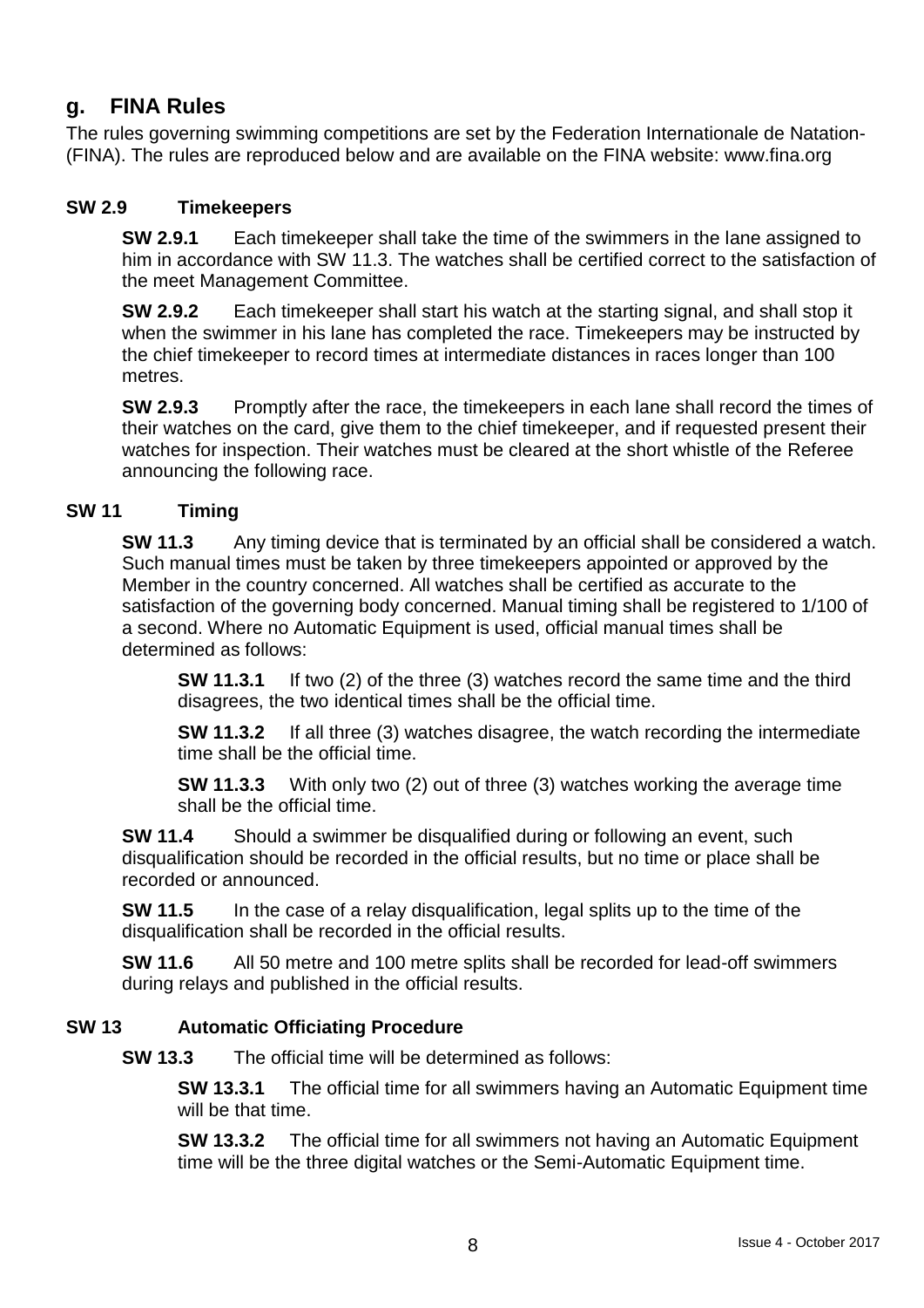## g. FINA Rules

The rules governing swimming competitions are set by the Federation Internationale de Natation-(FINA). The rules are reproduced below and are available on the FINA website: www.fina.org

### SW 2.9 Timekeepers

**SW 2.9.1** Each timekeeper shall take the time of the swimmers in the lane assigned to him in accordance with SW 11.3. The watches shall be certified correct to the satisfaction of the meet Management Committee.

**SW 2.9.2** Each timekeeper shall start his watch at the starting signal, and shall stop it when the swimmer in his lane has completed the race. Timekeepers may be instructed by the chief timekeeper to record times at intermediate distances in races longer than 100 metres.

**SW 2.9.3** Promptly after the race, the timekeepers in each lane shall record the times of their watches on the card, give them to the chief timekeeper, and if requested present their watches for inspection. Their watches must be cleared at the short whistle of the Referee announcing the following race.

### SW 11 Timing

**SW 11.3** Any timing device that is terminated by an official shall be considered a watch. Such manual times must be taken by three timekeepers appointed or approved by the Member in the country concerned. All watches shall be certified as accurate to the satisfaction of the governing body concerned. Manual timing shall be registered to 1/100 of a second. Where no Automatic Equipment is used, official manual times shall be determined as follows:

**SW 11.3.1** If two (2) of the three (3) watches record the same time and the third disagrees, the two identical times shall be the official time.

**SW 11.3.2** If all three (3) watches disagree, the watch recording the intermediate time shall be the official time.

**SW 11.3.3** With only two (2) out of three (3) watches working the average time shall be the official time.

**SW 11.4** Should a swimmer be disqualified during or following an event, such disqualification should be recorded in the official results, but no time or place shall be recorded or announced.

**SW 11.5** In the case of a relay disqualification, legal splits up to the time of the disqualification shall be recorded in the official results.

**SW 11.6** All 50 metre and 100 metre splits shall be recorded for lead-off swimmers during relays and published in the official results.

### SW 13 Automatic Officiating Procedure

**SW 13.3** The official time will be determined as follows:

**SW 13.3.1** The official time for all swimmers having an Automatic Equipment time will be that time.

**SW 13.3.2** The official time for all swimmers not having an Automatic Equipment time will be the three digital watches or the Semi-Automatic Equipment time.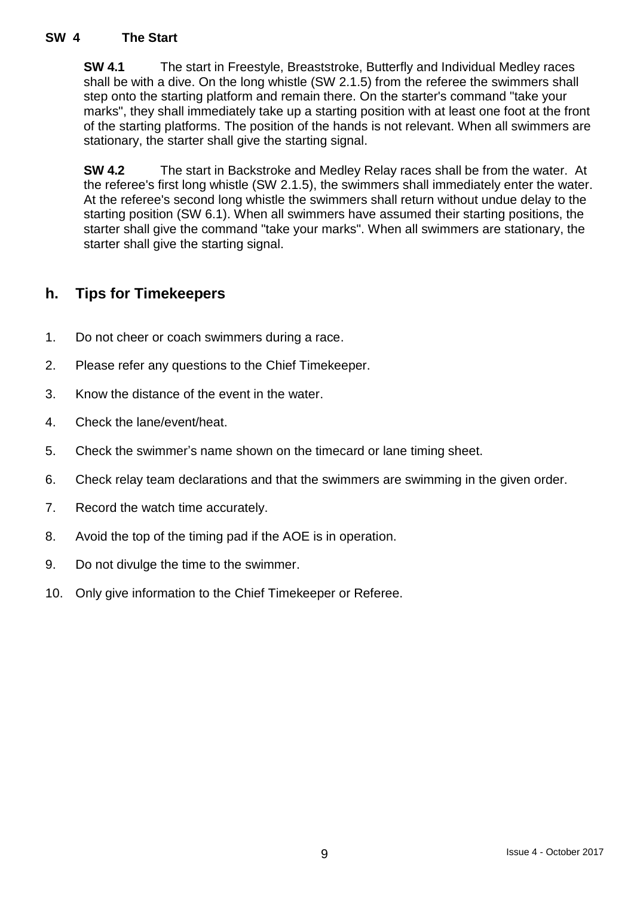### SW 4 The Start

**SW 4.1** The start in Freestyle, Breaststroke, Butterfly and Individual Medley races shall be with a dive. On the long whistle (SW 2.1.5) from the referee the swimmers shall step onto the starting platform and remain there. On the starter's command "take your marks", they shall immediately take up a starting position with at least one foot at the front of the starting platforms. The position of the hands is not relevant. When all swimmers are stationary, the starter shall give the starting signal.

**SW 4.2** The start in Backstroke and Medley Relay races shall be from the water. At the referee's first long whistle (SW 2.1.5), the swimmers shall immediately enter the water. At the referee's second long whistle the swimmers shall return without undue delay to the starting position (SW 6.1). When all swimmers have assumed their starting positions, the starter shall give the command "take your marks". When all swimmers are stationary, the starter shall give the starting signal.

## h. Tips for Timekeepers

1. Do not cheer or coach swimmers during a race.
2. Please refer any questions to the Chief Timekeeper.
3. Know the distance of the event in the water.
4. Check the lane/event/heat.
5. Check the swimmer's name shown on the timecard or lane timing sheet.
6. Check relay team declarations and that the swimmers are swimming in the given order.
7. Record the watch time accurately.
8. Avoid the top of the timing pad if the AOE is in operation.
9. Do not divulge the time to the swimmer.
10. Only give information to the Chief Timekeeper or Referee.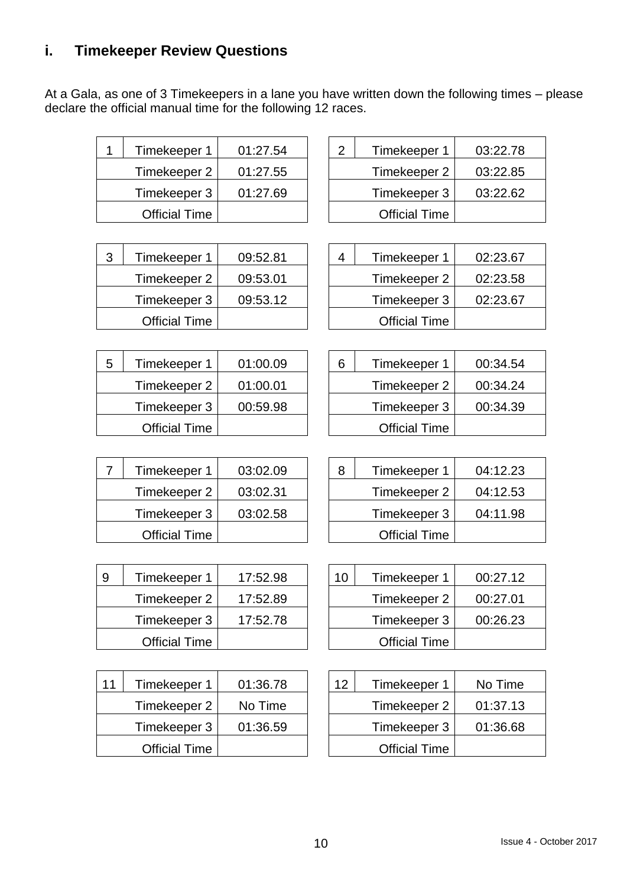## i. Timekeeper Review Questions

At a Gala, as one of 3 Timekeepers in a lane you have written down the following times – please declare the official manual time for the following 12 races.

| 1 | Timekeeper 1 | 01:27.54 |
|---|---|---|
| | Timekeeper 2 | 01:27.55 |
| | Timekeeper 3 | 01:27.69 |
| | Official Time | |

| 2 | Timekeeper 1 | 03:22.78 |
|---|---|---|
| | Timekeeper 2 | 03:22.85 |
| | Timekeeper 3 | 03:22.62 |
| | Official Time | |

| 3 | Timekeeper 1 | 09:52.81 |
|---|---|---|
| | Timekeeper 2 | 09:53.01 |
| | Timekeeper 3 | 09:53.12 |
| | Official Time | |

| 4 | Timekeeper 1 | 02:23.67 |
|---|---|---|
| | Timekeeper 2 | 02:23.58 |
| | Timekeeper 3 | 02:23.67 |
| | Official Time | |

| 5 | Timekeeper 1 | 01:00.09 |
|---|---|---|
| | Timekeeper 2 | 01:00.01 |
| | Timekeeper 3 | 00:59.98 |
| | Official Time | |

| 6 | Timekeeper 1 | 00:34.54 |
|---|---|---|
| | Timekeeper 2 | 00:34.24 |
| | Timekeeper 3 | 00:34.39 |
| | Official Time | |

| 7 | Timekeeper 1 | 03:02.09 |
|---|---|---|
| | Timekeeper 2 | 03:02.31 |
| | Timekeeper 3 | 03:02.58 |
| | Official Time | |

| 8 | Timekeeper 1 | 04:12.23 |
|---|---|---|
| | Timekeeper 2 | 04:12.53 |
| | Timekeeper 3 | 04:11.98 |
| | Official Time | |

| 9 | Timekeeper 1 | 17:52.98 |
|---|---|---|
| | Timekeeper 2 | 17:52.89 |
| | Timekeeper 3 | 17:52.78 |
| | Official Time | |

| 10 | Timekeeper 1 | 00:27.12 |
|---|---|---|
| | Timekeeper 2 | 00:27.01 |
| | Timekeeper 3 | 00:26.23 |
| | Official Time | |

| 11 | Timekeeper 1 | 01:36.78 |
|---|---|---|
| | Timekeeper 2 | No Time |
| | Timekeeper 3 | 01:36.59 |
| | Official Time | |

| 12 | Timekeeper 1 | No Time |
|---|---|---|
| | Timekeeper 2 | 01:37.13 |
| | Timekeeper 3 | 01:36.68 |
| | Official Time | |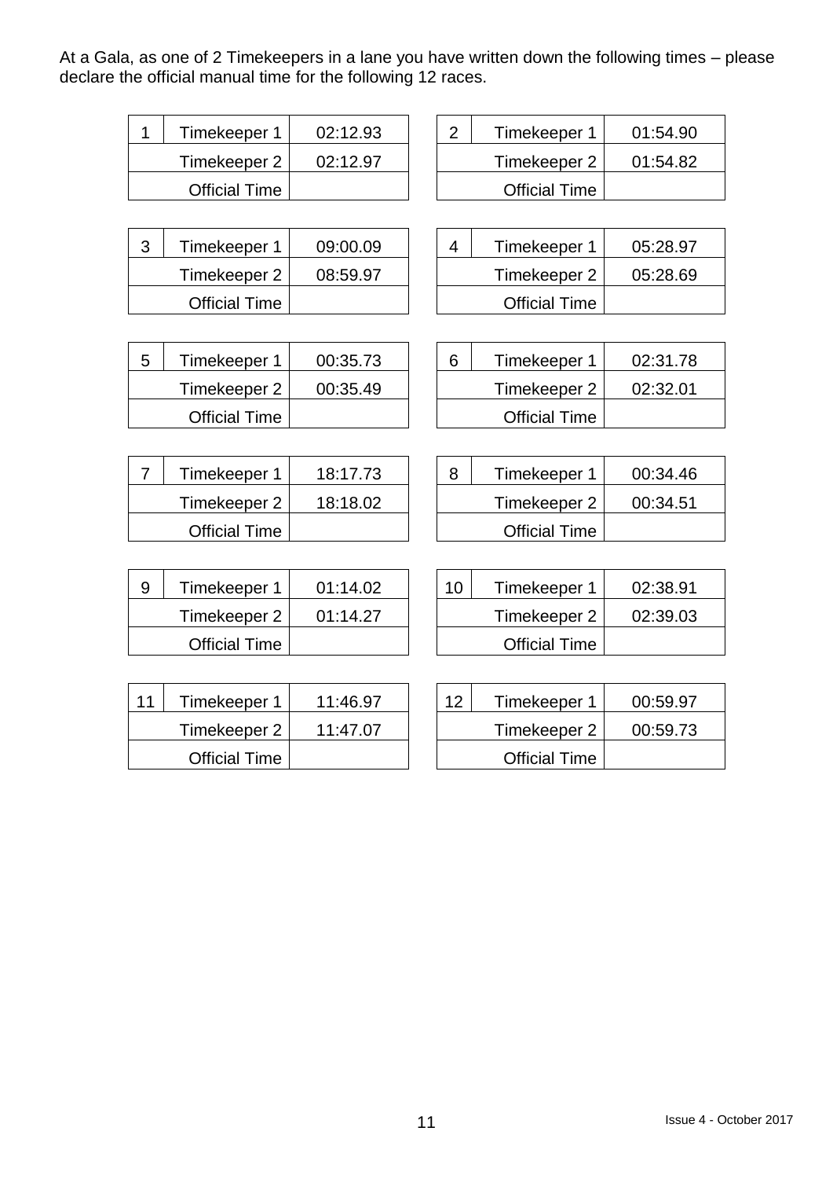At a Gala, as one of 2 Timekeepers in a lane you have written down the following times – please declare the official manual time for the following 12 races.

| 1 | Timekeeper 1 | 02:12.93 |
|---|---|---|
| | Timekeeper 2 | 02:12.97 |
| | Official Time | |

| 2 | Timekeeper 1 | 01:54.90 |
|---|---|---|
| | Timekeeper 2 | 01:54.82 |
| | Official Time | |

| 3 | Timekeeper 1 | 09:00.09 |
|---|---|---|
| | Timekeeper 2 | 08:59.97 |
| | Official Time | |

| 4 | Timekeeper 1 | 05:28.97 |
|---|---|---|
| | Timekeeper 2 | 05:28.69 |
| | Official Time | |

| 5 | Timekeeper 1 | 00:35.73 |
|---|---|---|
| | Timekeeper 2 | 00:35.49 |
| | Official Time | |

| 6 | Timekeeper 1 | 02:31.78 |
|---|---|---|
| | Timekeeper 2 | 02:32.01 |
| | Official Time | |

| 7 | Timekeeper 1 | 18:17.73 |
|---|---|---|
| | Timekeeper 2 | 18:18.02 |
| | Official Time | |

| 8 | Timekeeper 1 | 00:34.46 |
|---|---|---|
| | Timekeeper 2 | 00:34.51 |
| | Official Time | |

| 9 | Timekeeper 1 | 01:14.02 |
|---|---|---|
| | Timekeeper 2 | 01:14.27 |
| | Official Time | |

| 10 | Timekeeper 1 | 02:38.91 |
|---|---|---|
| | Timekeeper 2 | 02:39.03 |
| | Official Time | |

| 11 | Timekeeper 1 | 11:46.97 |
|---|---|---|
| | Timekeeper 2 | 11:47.07 |
| | Official Time | |

| 12 | Timekeeper 1 | 00:59.97 |
|---|---|---|
| | Timekeeper 2 | 00:59.73 |
| | Official Time | |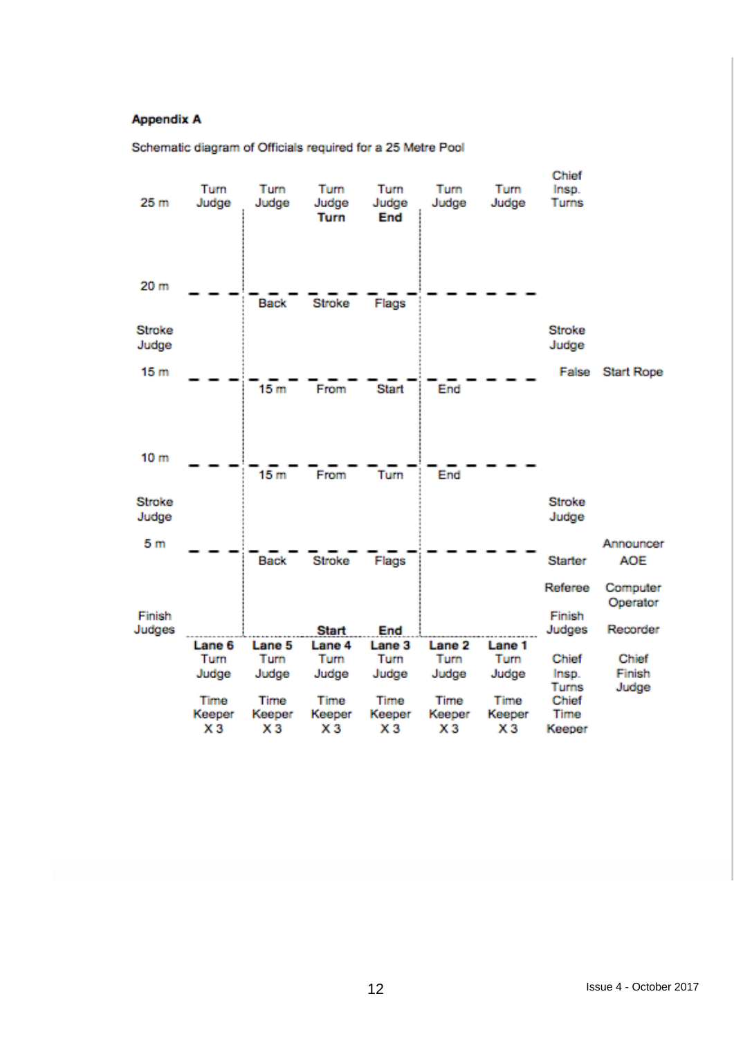**Appendix A**

Schematic diagram of Officials required for a 25 Metre Pool

25 m
Turn Judge | Turn Judge | Turn Judge **Turn** | Turn Judge **End** | Turn Judge | Turn Judge | Chief Insp. Turns

20 m
Back Stroke Flags

Stroke Judge | Stroke Judge

15 m
15 m From Start End
False Start Rope

10 m
15 m From Turn End

Stroke Judge | Stroke Judge

5 m
Back Stroke Flags
Announcer
Starter | AOE
Referee | Computer Operator

Finish Judges | **Start** | **End** | Finish Judges | Recorder

| Lane 6 | Lane 5 | Lane 4 | Lane 3 | Lane 2 | Lane 1 | | |
|---|---|---|---|---|---|---|---|
| Turn Judge | Turn Judge | Turn Judge | Turn Judge | Turn Judge | Turn Judge | Chief Insp. Turns | Chief Finish Judge |
| Time Keeper X 3 | Time Keeper X 3 | Time Keeper X 3 | Time Keeper X 3 | Time Keeper X 3 | Time Keeper X 3 | Chief Time Keeper | |